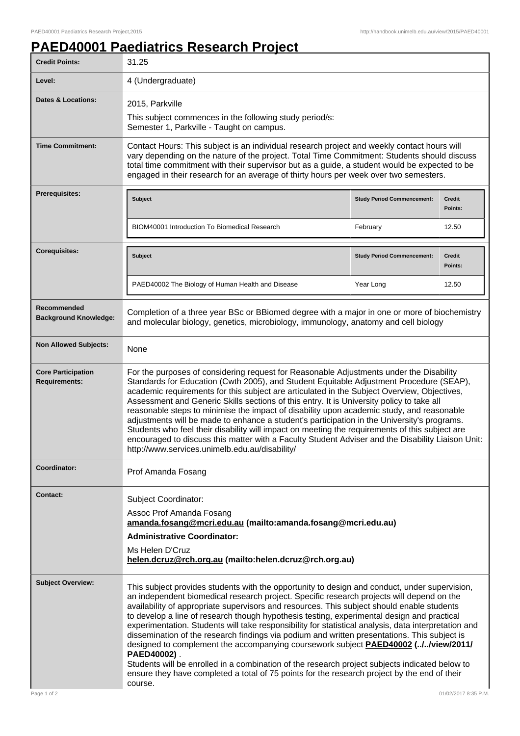# PAED40001 Paediatrics Research Project

| | |
|---|---|
| **Credit Points:** | 31.25 |
| **Level:** | 4 (Undergraduate) |
| **Dates & Locations:** | 2015, Parkville<br>This subject commences in the following study period/s:<br>Semester 1, Parkville - Taught on campus. |
| **Time Commitment:** | Contact Hours: This subject is an individual research project and weekly contact hours will vary depending on the nature of the project. Total Time Commitment: Students should discuss total time commitment with their supervisor but as a guide, a student would be expected to be engaged in their research for an average of thirty hours per week over two semesters. |
| **Prerequisites:** | Subject: BIOM40001 Introduction To Biomedical Research; Study Period Commencement: February; Credit Points: 12.50 |
| **Corequisites:** | Subject: PAED40002 The Biology of Human Health and Disease; Study Period Commencement: Year Long; Credit Points: 12.50 |
| **Recommended Background Knowledge:** | Completion of a three year BSc or BBiomed degree with a major in one or more of biochemistry and molecular biology, genetics, microbiology, immunology, anatomy and cell biology |
| **Non Allowed Subjects:** | None |
| **Core Participation Requirements:** | For the purposes of considering request for Reasonable Adjustments under the Disability Standards for Education (Cwth 2005), and Student Equitable Adjustment Procedure (SEAP), academic requirements for this subject are articulated in the Subject Overview, Objectives, Assessment and Generic Skills sections of this entry. It is University policy to take all reasonable steps to minimise the impact of disability upon academic study, and reasonable adjustments will be made to enhance a student's participation in the University's programs. Students who feel their disability will impact on meeting the requirements of this subject are encouraged to discuss this matter with a Faculty Student Adviser and the Disability Liaison Unit: http://www.services.unimelb.edu.au/disability/ |
| **Coordinator:** | Prof Amanda Fosang |
| **Contact:** | Subject Coordinator:<br>Assoc Prof Amanda Fosang<br>**amanda.fosang@mcri.edu.au (mailto:amanda.fosang@mcri.edu.au)**<br>**Administrative Coordinator:**<br>Ms Helen D'Cruz<br>**helen.dcruz@rch.org.au (mailto:helen.dcruz@rch.org.au)** |
| **Subject Overview:** | This subject provides students with the opportunity to design and conduct, under supervision, an independent biomedical research project. Specific research projects will depend on the availability of appropriate supervisors and resources. This subject should enable students to develop a line of research though hypothesis testing, experimental design and practical experimentation. Students will take responsibility for statistical analysis, data interpretation and dissemination of the research findings via podium and written presentations. This subject is designed to complement the accompanying coursework subject **PAED40002 (../../view/2011/PAED40002)** .<br>Students will be enrolled in a combination of the research project subjects indicated below to ensure they have completed a total of 75 points for the research project by the end of their course. |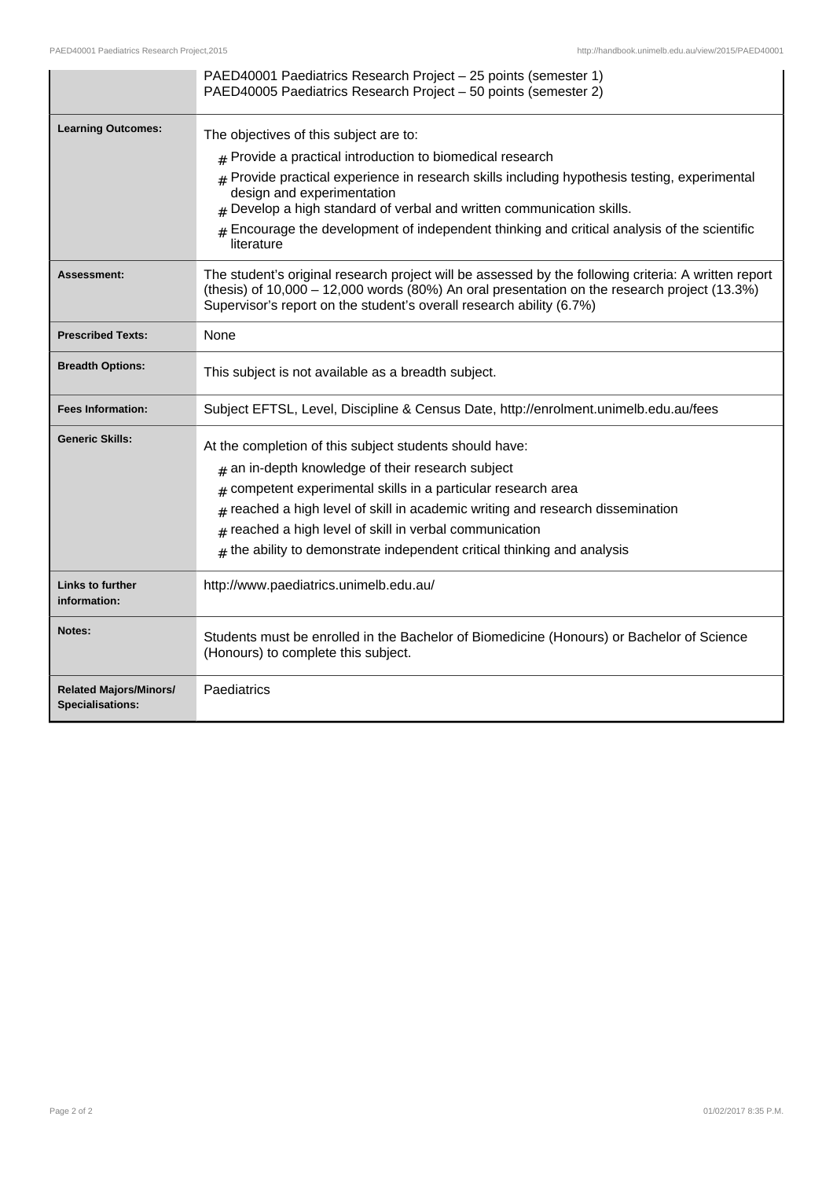| | |
|---|---|
| | PAED40001 Paediatrics Research Project – 25 points (semester 1)<br>PAED40005 Paediatrics Research Project – 50 points (semester 2) |
| **Learning Outcomes:** | The objectives of this subject are to:<br># Provide a practical introduction to biomedical research<br># Provide practical experience in research skills including hypothesis testing, experimental design and experimentation<br># Develop a high standard of verbal and written communication skills.<br># Encourage the development of independent thinking and critical analysis of the scientific literature |
| **Assessment:** | The student's original research project will be assessed by the following criteria: A written report (thesis) of 10,000 – 12,000 words (80%) An oral presentation on the research project (13.3%) Supervisor's report on the student's overall research ability (6.7%) |
| **Prescribed Texts:** | None |
| **Breadth Options:** | This subject is not available as a breadth subject. |
| **Fees Information:** | Subject EFTSL, Level, Discipline & Census Date, http://enrolment.unimelb.edu.au/fees |
| **Generic Skills:** | At the completion of this subject students should have:<br># an in-depth knowledge of their research subject<br># competent experimental skills in a particular research area<br># reached a high level of skill in academic writing and research dissemination<br># reached a high level of skill in verbal communication<br># the ability to demonstrate independent critical thinking and analysis |
| **Links to further information:** | http://www.paediatrics.unimelb.edu.au/ |
| **Notes:** | Students must be enrolled in the Bachelor of Biomedicine (Honours) or Bachelor of Science (Honours) to complete this subject. |
| **Related Majors/Minors/ Specialisations:** | Paediatrics |